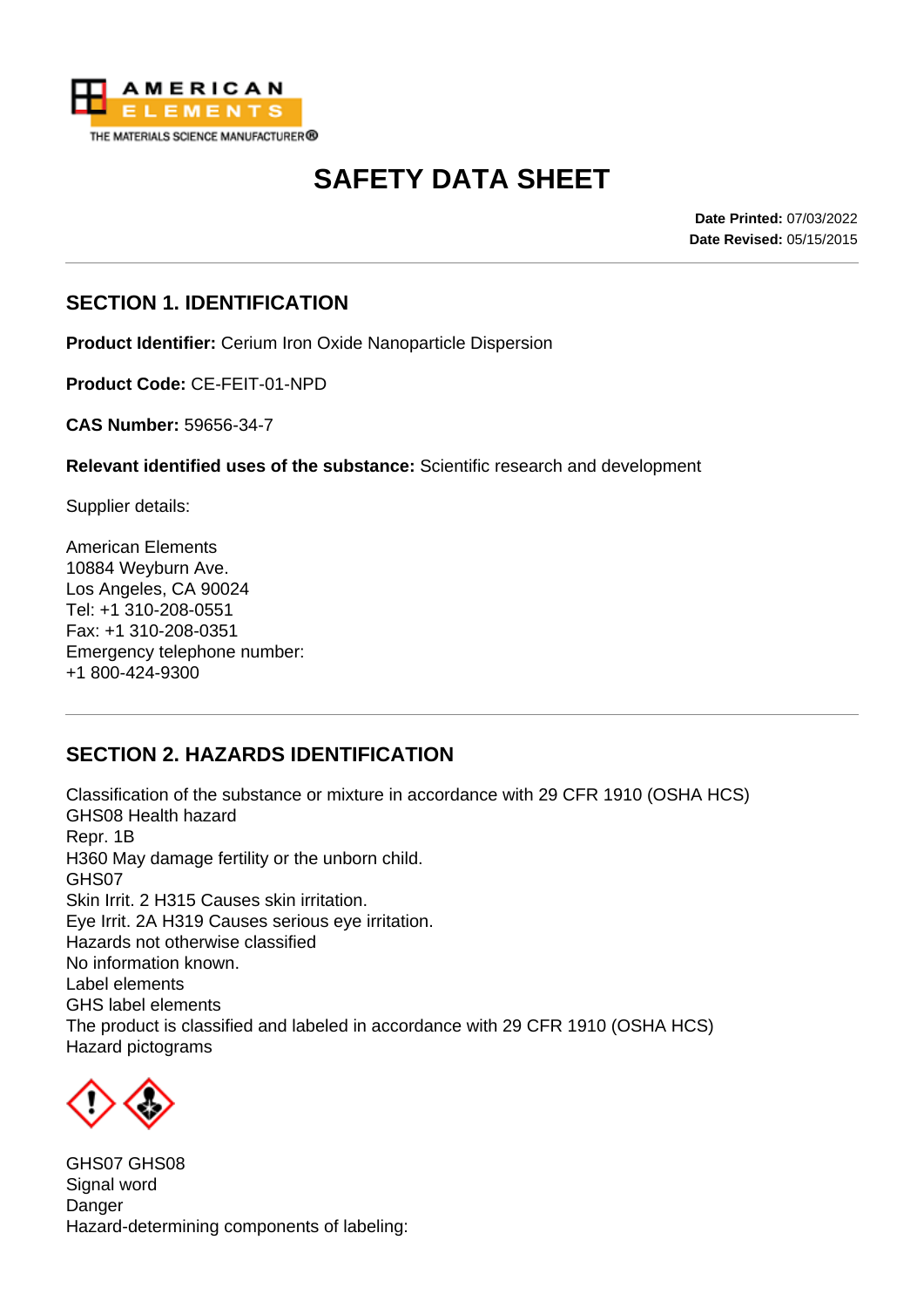# SAFETY DATA SHEET

**Date Printed:** 07/03/2022
**Date Revised:** 05/15/2015

## SECTION 1. IDENTIFICATION

**Product Identifier:** Cerium Iron Oxide Nanoparticle Dispersion

**Product Code:** CE-FEIT-01-NPD

**CAS Number:** 59656-34-7

**Relevant identified uses of the substance:** Scientific research and development

Supplier details:

American Elements
10884 Weyburn Ave.
Los Angeles, CA 90024
Tel: +1 310-208-0551
Fax: +1 310-208-0351
Emergency telephone number:
+1 800-424-9300

## SECTION 2. HAZARDS IDENTIFICATION

Classification of the substance or mixture in accordance with 29 CFR 1910 (OSHA HCS)
GHS08 Health hazard
Repr. 1B
H360 May damage fertility or the unborn child.
GHS07
Skin Irrit. 2 H315 Causes skin irritation.
Eye Irrit. 2A H319 Causes serious eye irritation.
Hazards not otherwise classified
No information known.
Label elements
GHS label elements
The product is classified and labeled in accordance with 29 CFR 1910 (OSHA HCS)
Hazard pictograms

GHS07 GHS08
Signal word
Danger
Hazard-determining components of labeling: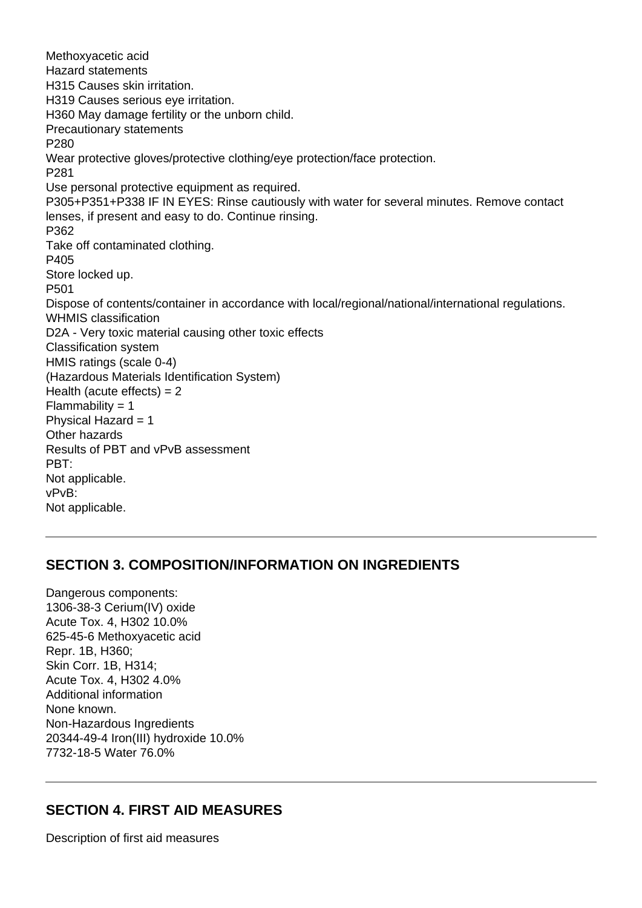Methoxyacetic acid
Hazard statements
H315 Causes skin irritation.
H319 Causes serious eye irritation.
H360 May damage fertility or the unborn child.
Precautionary statements
P280
Wear protective gloves/protective clothing/eye protection/face protection.
P281
Use personal protective equipment as required.
P305+P351+P338 IF IN EYES: Rinse cautiously with water for several minutes. Remove contact lenses, if present and easy to do. Continue rinsing.
P362
Take off contaminated clothing.
P405
Store locked up.
P501
Dispose of contents/container in accordance with local/regional/national/international regulations.
WHMIS classification
D2A - Very toxic material causing other toxic effects
Classification system
HMIS ratings (scale 0-4)
(Hazardous Materials Identification System)
Health (acute effects) = 2
Flammability = 1
Physical Hazard = 1
Other hazards
Results of PBT and vPvB assessment
PBT:
Not applicable.
vPvB:
Not applicable.

---

## SECTION 3. COMPOSITION/INFORMATION ON INGREDIENTS

Dangerous components:
1306-38-3 Cerium(IV) oxide
Acute Tox. 4, H302 10.0%
625-45-6 Methoxyacetic acid
Repr. 1B, H360;
Skin Corr. 1B, H314;
Acute Tox. 4, H302 4.0%
Additional information
None known.
Non-Hazardous Ingredients
20344-49-4 Iron(III) hydroxide 10.0%
7732-18-5 Water 76.0%

---

## SECTION 4. FIRST AID MEASURES

Description of first aid measures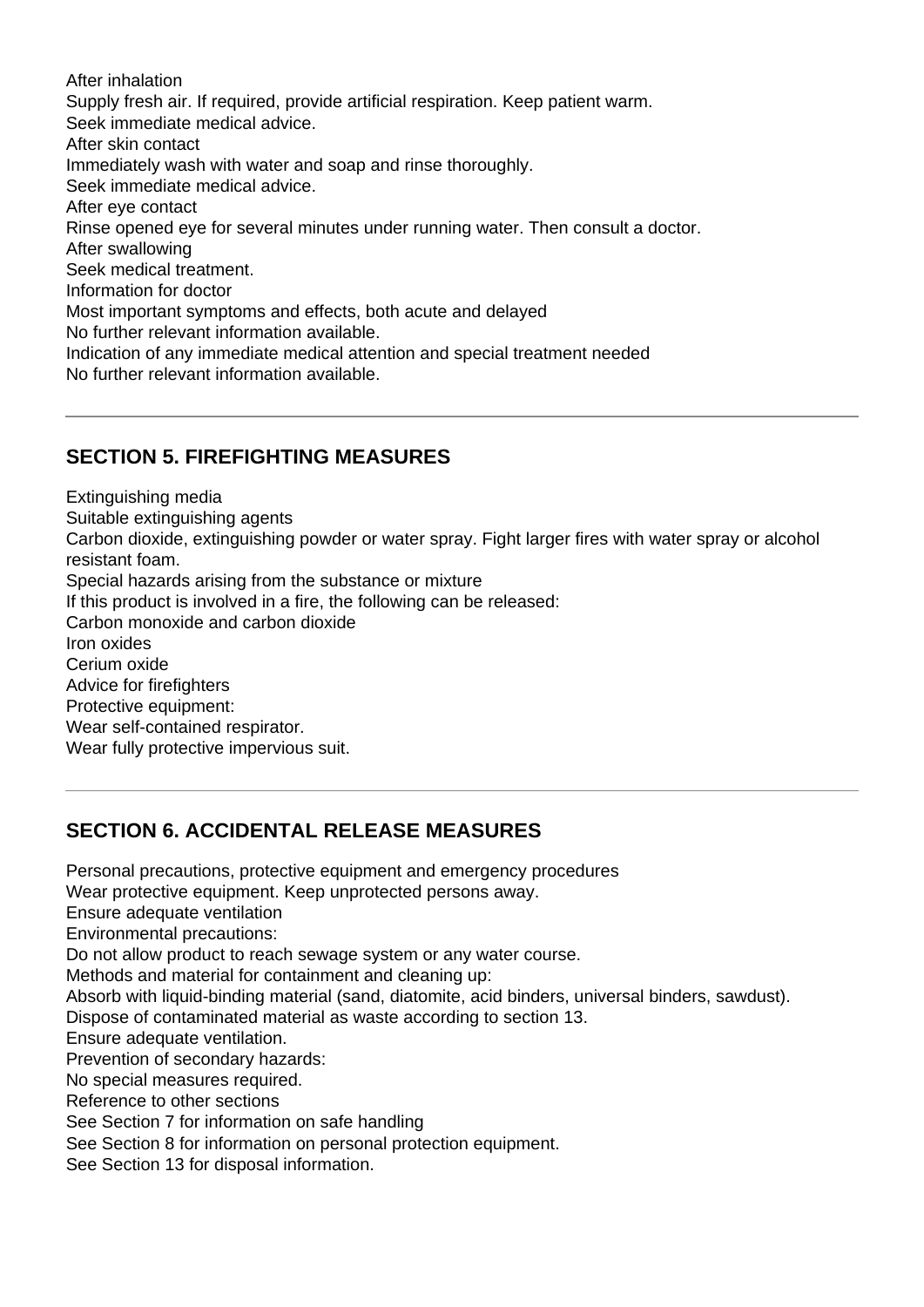After inhalation
Supply fresh air. If required, provide artificial respiration. Keep patient warm.
Seek immediate medical advice.
After skin contact
Immediately wash with water and soap and rinse thoroughly.
Seek immediate medical advice.
After eye contact
Rinse opened eye for several minutes under running water. Then consult a doctor.
After swallowing
Seek medical treatment.
Information for doctor
Most important symptoms and effects, both acute and delayed
No further relevant information available.
Indication of any immediate medical attention and special treatment needed
No further relevant information available.

---

## SECTION 5. FIREFIGHTING MEASURES

Extinguishing media
Suitable extinguishing agents
Carbon dioxide, extinguishing powder or water spray. Fight larger fires with water spray or alcohol resistant foam.
Special hazards arising from the substance or mixture
If this product is involved in a fire, the following can be released:
Carbon monoxide and carbon dioxide
Iron oxides
Cerium oxide
Advice for firefighters
Protective equipment:
Wear self-contained respirator.
Wear fully protective impervious suit.

---

## SECTION 6. ACCIDENTAL RELEASE MEASURES

Personal precautions, protective equipment and emergency procedures
Wear protective equipment. Keep unprotected persons away.
Ensure adequate ventilation
Environmental precautions:
Do not allow product to reach sewage system or any water course.
Methods and material for containment and cleaning up:
Absorb with liquid-binding material (sand, diatomite, acid binders, universal binders, sawdust).
Dispose of contaminated material as waste according to section 13.
Ensure adequate ventilation.
Prevention of secondary hazards:
No special measures required.
Reference to other sections
See Section 7 for information on safe handling
See Section 8 for information on personal protection equipment.
See Section 13 for disposal information.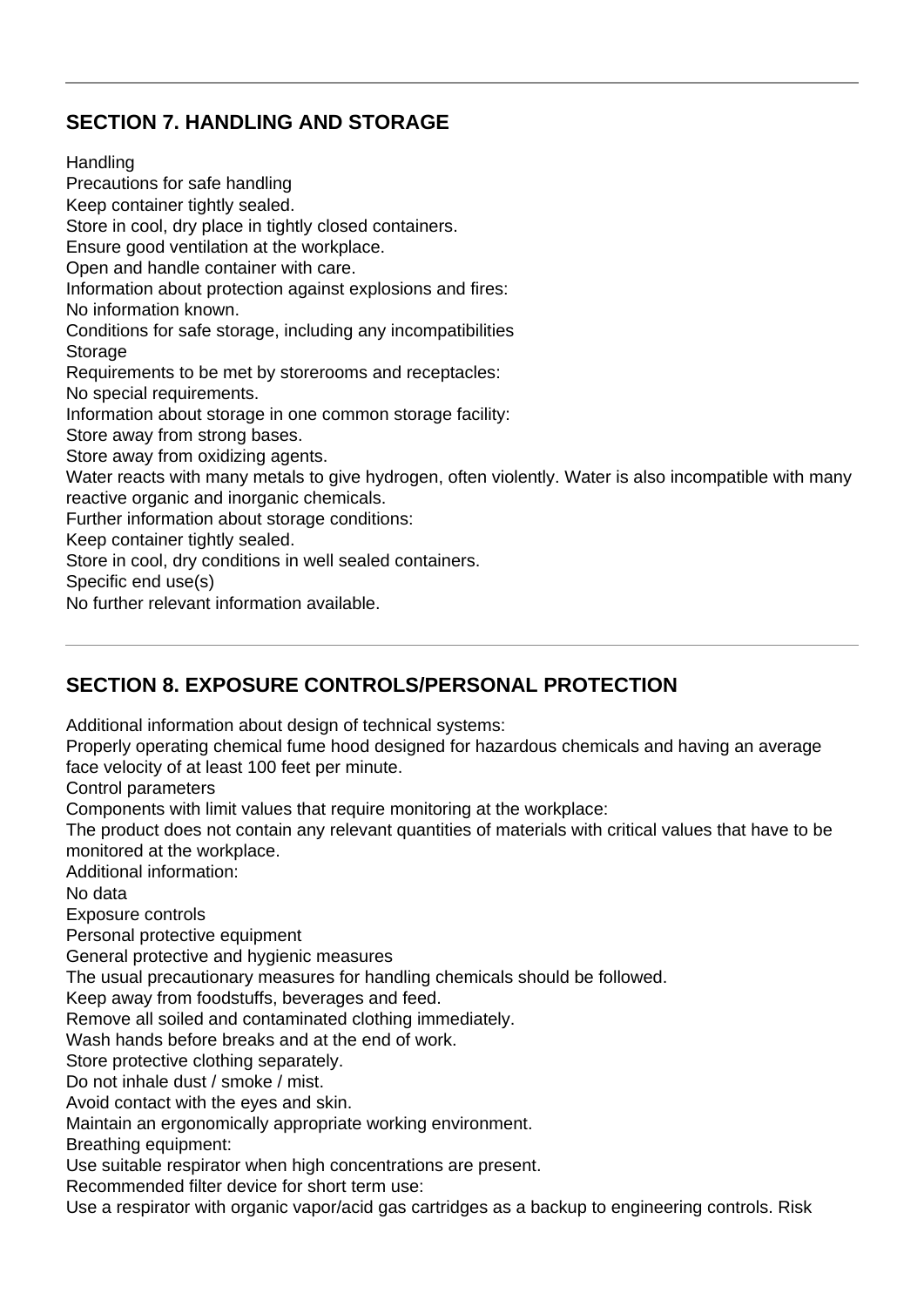## SECTION 7. HANDLING AND STORAGE

Handling
Precautions for safe handling
Keep container tightly sealed.
Store in cool, dry place in tightly closed containers.
Ensure good ventilation at the workplace.
Open and handle container with care.
Information about protection against explosions and fires:
No information known.
Conditions for safe storage, including any incompatibilities
Storage
Requirements to be met by storerooms and receptacles:
No special requirements.
Information about storage in one common storage facility:
Store away from strong bases.
Store away from oxidizing agents.
Water reacts with many metals to give hydrogen, often violently. Water is also incompatible with many reactive organic and inorganic chemicals.
Further information about storage conditions:
Keep container tightly sealed.
Store in cool, dry conditions in well sealed containers.
Specific end use(s)
No further relevant information available.

## SECTION 8. EXPOSURE CONTROLS/PERSONAL PROTECTION

Additional information about design of technical systems:
Properly operating chemical fume hood designed for hazardous chemicals and having an average face velocity of at least 100 feet per minute.
Control parameters
Components with limit values that require monitoring at the workplace:
The product does not contain any relevant quantities of materials with critical values that have to be monitored at the workplace.
Additional information:
No data
Exposure controls
Personal protective equipment
General protective and hygienic measures
The usual precautionary measures for handling chemicals should be followed.
Keep away from foodstuffs, beverages and feed.
Remove all soiled and contaminated clothing immediately.
Wash hands before breaks and at the end of work.
Store protective clothing separately.
Do not inhale dust / smoke / mist.
Avoid contact with the eyes and skin.
Maintain an ergonomically appropriate working environment.
Breathing equipment:
Use suitable respirator when high concentrations are present.
Recommended filter device for short term use:
Use a respirator with organic vapor/acid gas cartridges as a backup to engineering controls. Risk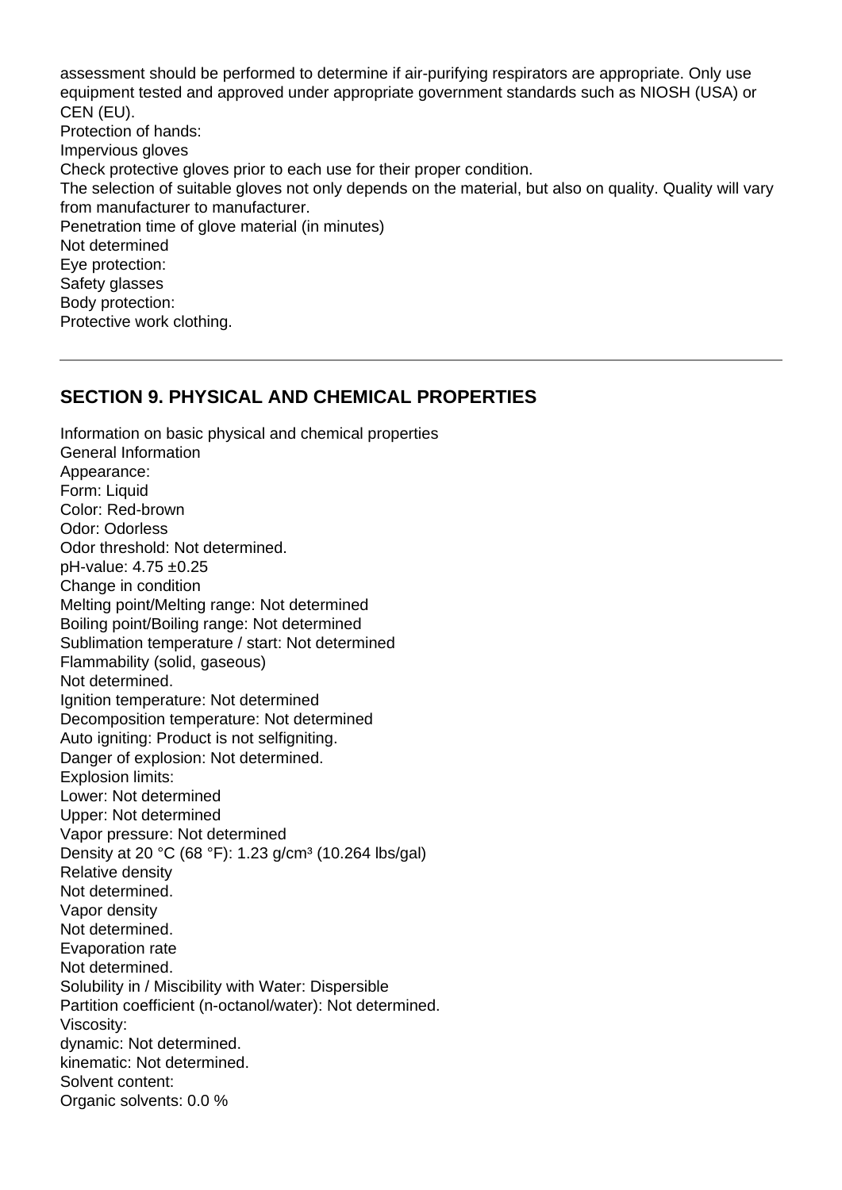assessment should be performed to determine if air-purifying respirators are appropriate. Only use equipment tested and approved under appropriate government standards such as NIOSH (USA) or CEN (EU).

Protection of hands:

Impervious gloves

Check protective gloves prior to each use for their proper condition.

The selection of suitable gloves not only depends on the material, but also on quality. Quality will vary from manufacturer to manufacturer.

Penetration time of glove material (in minutes)

Not determined

Eye protection:

Safety glasses

Body protection:

Protective work clothing.

---

## SECTION 9. PHYSICAL AND CHEMICAL PROPERTIES

Information on basic physical and chemical properties

General Information

Appearance:

Form: Liquid

Color: Red-brown

Odor: Odorless

Odor threshold: Not determined.

pH-value: 4.75 ±0.25

Change in condition

Melting point/Melting range: Not determined

Boiling point/Boiling range: Not determined

Sublimation temperature / start: Not determined

Flammability (solid, gaseous)

Not determined.

Ignition temperature: Not determined

Decomposition temperature: Not determined

Auto igniting: Product is not selfigniting.

Danger of explosion: Not determined.

Explosion limits:

Lower: Not determined

Upper: Not determined

Vapor pressure: Not determined

Density at 20 °C (68 °F): 1.23 g/cm³ (10.264 lbs/gal)

Relative density

Not determined.

Vapor density

Not determined.

Evaporation rate

Not determined.

Solubility in / Miscibility with Water: Dispersible

Partition coefficient (n-octanol/water): Not determined.

Viscosity:

dynamic: Not determined.

kinematic: Not determined.

Solvent content:

Organic solvents: 0.0 %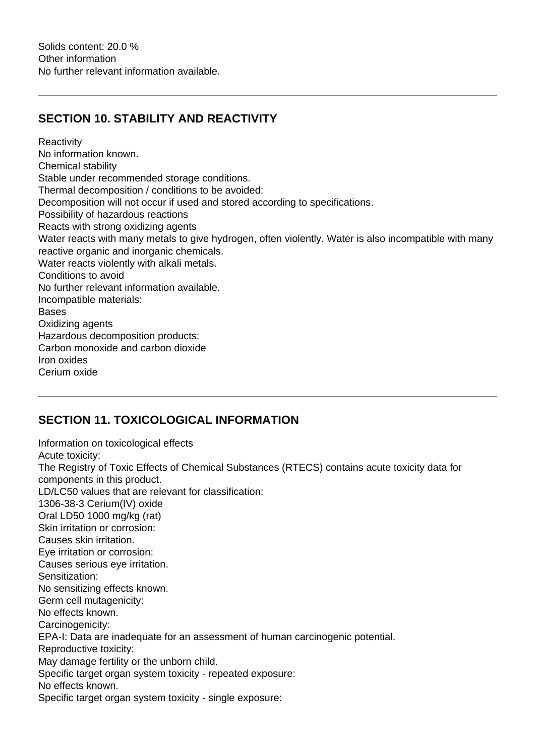Solids content: 20.0 %
Other information
No further relevant information available.

---

## SECTION 10. STABILITY AND REACTIVITY

Reactivity
No information known.
Chemical stability
Stable under recommended storage conditions.
Thermal decomposition / conditions to be avoided:
Decomposition will not occur if used and stored according to specifications.
Possibility of hazardous reactions
Reacts with strong oxidizing agents
Water reacts with many metals to give hydrogen, often violently. Water is also incompatible with many reactive organic and inorganic chemicals.
Water reacts violently with alkali metals.
Conditions to avoid
No further relevant information available.
Incompatible materials:
Bases
Oxidizing agents
Hazardous decomposition products:
Carbon monoxide and carbon dioxide
Iron oxides
Cerium oxide

---

## SECTION 11. TOXICOLOGICAL INFORMATION

Information on toxicological effects
Acute toxicity:
The Registry of Toxic Effects of Chemical Substances (RTECS) contains acute toxicity data for components in this product.
LD/LC50 values that are relevant for classification:
1306-38-3 Cerium(IV) oxide
Oral LD50 1000 mg/kg (rat)
Skin irritation or corrosion:
Causes skin irritation.
Eye irritation or corrosion:
Causes serious eye irritation.
Sensitization:
No sensitizing effects known.
Germ cell mutagenicity:
No effects known.
Carcinogenicity:
EPA-I: Data are inadequate for an assessment of human carcinogenic potential.
Reproductive toxicity:
May damage fertility or the unborn child.
Specific target organ system toxicity - repeated exposure:
No effects known.
Specific target organ system toxicity - single exposure: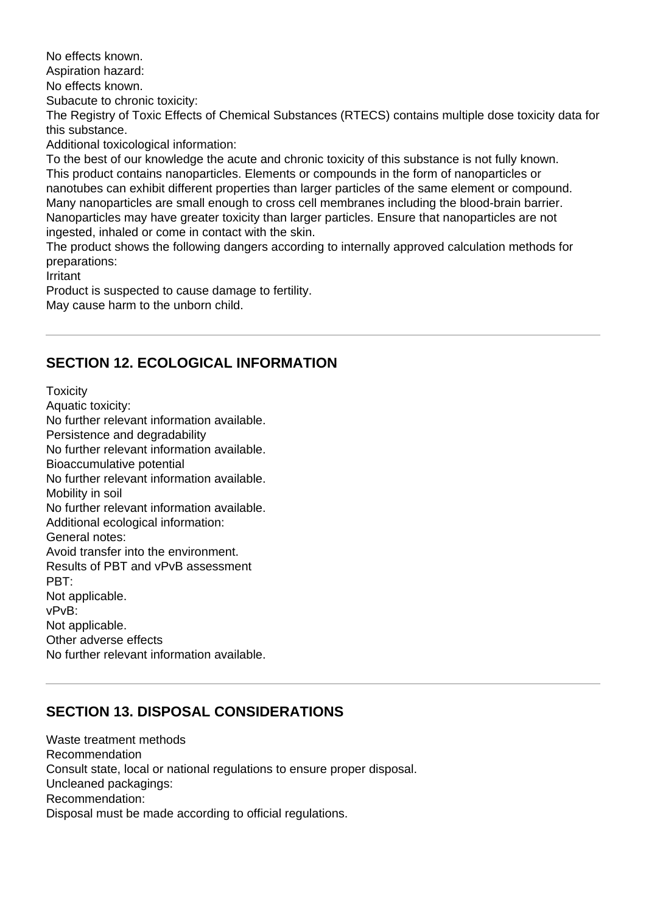No effects known.
Aspiration hazard:
No effects known.
Subacute to chronic toxicity:
The Registry of Toxic Effects of Chemical Substances (RTECS) contains multiple dose toxicity data for this substance.
Additional toxicological information:
To the best of our knowledge the acute and chronic toxicity of this substance is not fully known.
This product contains nanoparticles. Elements or compounds in the form of nanoparticles or nanotubes can exhibit different properties than larger particles of the same element or compound. Many nanoparticles are small enough to cross cell membranes including the blood-brain barrier. Nanoparticles may have greater toxicity than larger particles. Ensure that nanoparticles are not ingested, inhaled or come in contact with the skin.
The product shows the following dangers according to internally approved calculation methods for preparations:
Irritant
Product is suspected to cause damage to fertility.
May cause harm to the unborn child.

---

## SECTION 12. ECOLOGICAL INFORMATION

Toxicity
Aquatic toxicity:
No further relevant information available.
Persistence and degradability
No further relevant information available.
Bioaccumulative potential
No further relevant information available.
Mobility in soil
No further relevant information available.
Additional ecological information:
General notes:
Avoid transfer into the environment.
Results of PBT and vPvB assessment
PBT:
Not applicable.
vPvB:
Not applicable.
Other adverse effects
No further relevant information available.

---

## SECTION 13. DISPOSAL CONSIDERATIONS

Waste treatment methods
Recommendation
Consult state, local or national regulations to ensure proper disposal.
Uncleaned packagings:
Recommendation:
Disposal must be made according to official regulations.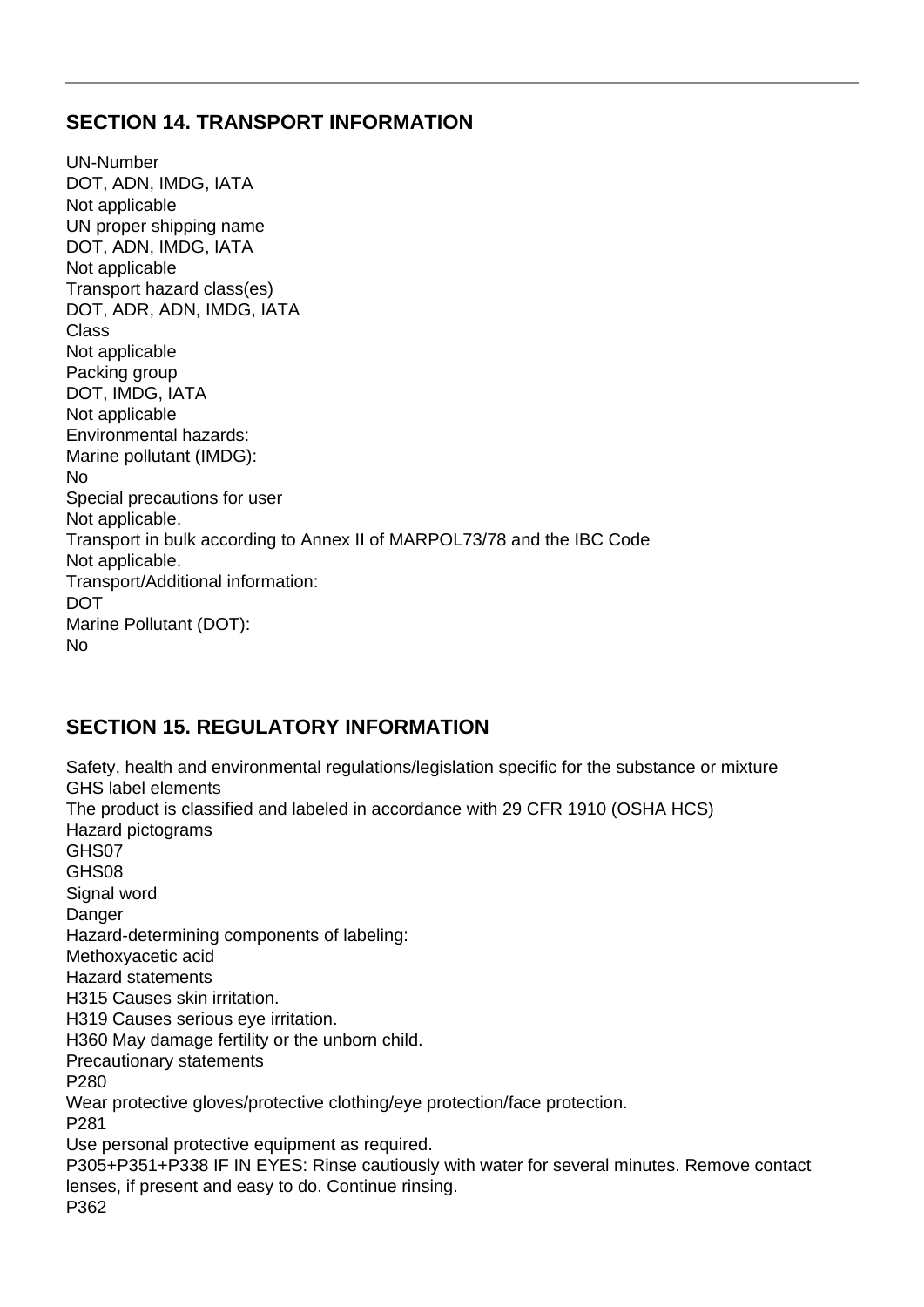## SECTION 14. TRANSPORT INFORMATION

UN-Number
DOT, ADN, IMDG, IATA
Not applicable
UN proper shipping name
DOT, ADN, IMDG, IATA
Not applicable
Transport hazard class(es)
DOT, ADR, ADN, IMDG, IATA
Class
Not applicable
Packing group
DOT, IMDG, IATA
Not applicable
Environmental hazards:
Marine pollutant (IMDG):
No
Special precautions for user
Not applicable.
Transport in bulk according to Annex II of MARPOL73/78 and the IBC Code
Not applicable.
Transport/Additional information:
DOT
Marine Pollutant (DOT):
No

## SECTION 15. REGULATORY INFORMATION

Safety, health and environmental regulations/legislation specific for the substance or mixture
GHS label elements
The product is classified and labeled in accordance with 29 CFR 1910 (OSHA HCS)
Hazard pictograms
GHS07
GHS08
Signal word
Danger
Hazard-determining components of labeling:
Methoxyacetic acid
Hazard statements
H315 Causes skin irritation.
H319 Causes serious eye irritation.
H360 May damage fertility or the unborn child.
Precautionary statements
P280
Wear protective gloves/protective clothing/eye protection/face protection.
P281
Use personal protective equipment as required.
P305+P351+P338 IF IN EYES: Rinse cautiously with water for several minutes. Remove contact lenses, if present and easy to do. Continue rinsing.
P362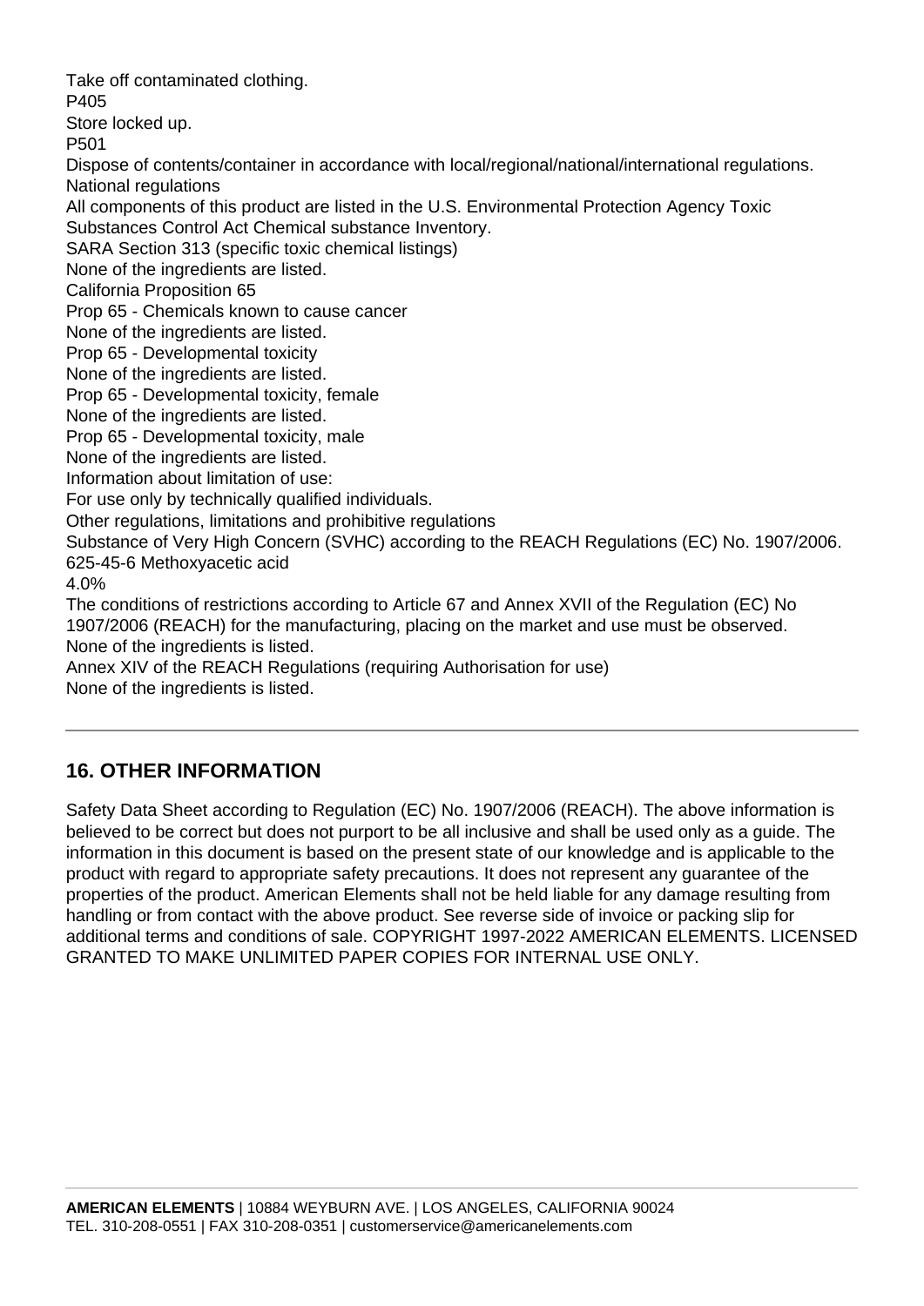Take off contaminated clothing.
P405
Store locked up.
P501
Dispose of contents/container in accordance with local/regional/national/international regulations.
National regulations
All components of this product are listed in the U.S. Environmental Protection Agency Toxic Substances Control Act Chemical substance Inventory.
SARA Section 313 (specific toxic chemical listings)
None of the ingredients are listed.
California Proposition 65
Prop 65 - Chemicals known to cause cancer
None of the ingredients are listed.
Prop 65 - Developmental toxicity
None of the ingredients are listed.
Prop 65 - Developmental toxicity, female
None of the ingredients are listed.
Prop 65 - Developmental toxicity, male
None of the ingredients are listed.
Information about limitation of use:
For use only by technically qualified individuals.
Other regulations, limitations and prohibitive regulations
Substance of Very High Concern (SVHC) according to the REACH Regulations (EC) No. 1907/2006.
625-45-6 Methoxyacetic acid
4.0%
The conditions of restrictions according to Article 67 and Annex XVII of the Regulation (EC) No 1907/2006 (REACH) for the manufacturing, placing on the market and use must be observed.
None of the ingredients is listed.
Annex XIV of the REACH Regulations (requiring Authorisation for use)
None of the ingredients is listed.

## 16. OTHER INFORMATION

Safety Data Sheet according to Regulation (EC) No. 1907/2006 (REACH). The above information is believed to be correct but does not purport to be all inclusive and shall be used only as a guide. The information in this document is based on the present state of our knowledge and is applicable to the product with regard to appropriate safety precautions. It does not represent any guarantee of the properties of the product. American Elements shall not be held liable for any damage resulting from handling or from contact with the above product. See reverse side of invoice or packing slip for additional terms and conditions of sale. COPYRIGHT 1997-2022 AMERICAN ELEMENTS. LICENSED GRANTED TO MAKE UNLIMITED PAPER COPIES FOR INTERNAL USE ONLY.